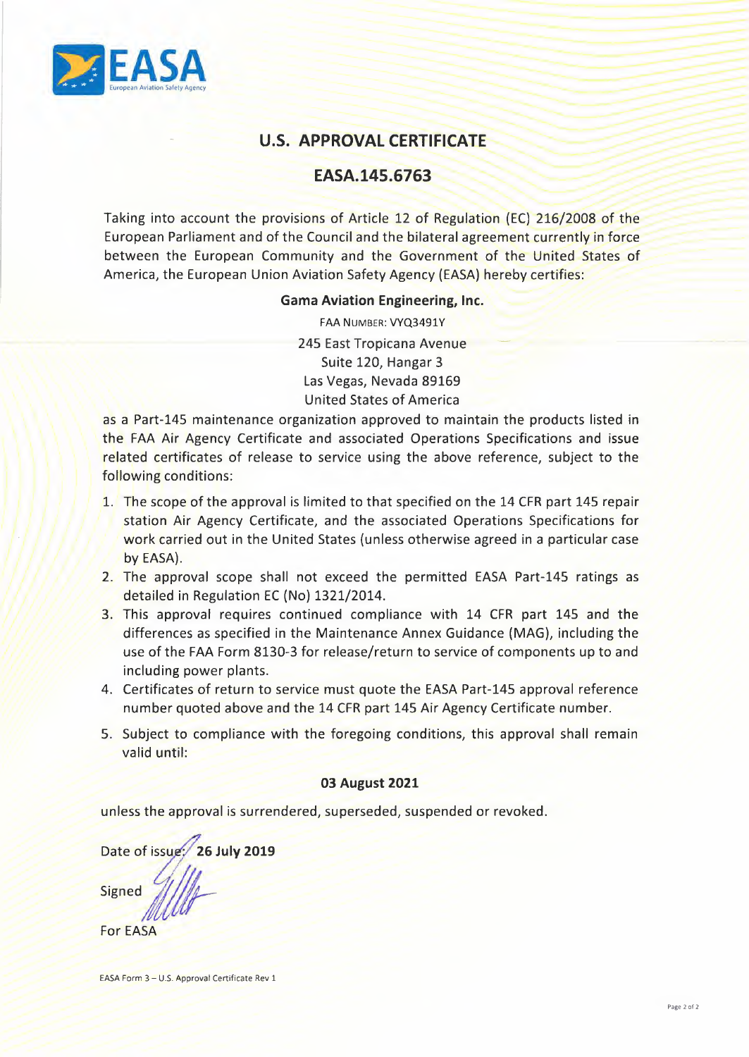EASA
European Aviation Safety Agency

## U.S. APPROVAL CERTIFICATE

## EASA.145.6763

Taking into account the provisions of Article 12 of Regulation (EC) 216/2008 of the European Parliament and of the Council and the bilateral agreement currently in force between the European Community and the Government of the United States of America, the European Union Aviation Safety Agency (EASA) hereby certifies:

**Gama Aviation Engineering, Inc.**

FAA NUMBER: VYQ3491Y

245 East Tropicana Avenue
Suite 120, Hangar 3
Las Vegas, Nevada 89169
United States of America

as a Part-145 maintenance organization approved to maintain the products listed in the FAA Air Agency Certificate and associated Operations Specifications and issue related certificates of release to service using the above reference, subject to the following conditions:

1. The scope of the approval is limited to that specified on the 14 CFR part 145 repair station Air Agency Certificate, and the associated Operations Specifications for work carried out in the United States (unless otherwise agreed in a particular case by EASA).
2. The approval scope shall not exceed the permitted EASA Part-145 ratings as detailed in Regulation EC (No) 1321/2014.
3. This approval requires continued compliance with 14 CFR part 145 and the differences as specified in the Maintenance Annex Guidance (MAG), including the use of the FAA Form 8130-3 for release/return to service of components up to and including power plants.
4. Certificates of return to service must quote the EASA Part-145 approval reference number quoted above and the 14 CFR part 145 Air Agency Certificate number.
5. Subject to compliance with the foregoing conditions, this approval shall remain valid until:

**03 August 2021**

unless the approval is surrendered, superseded, suspended or revoked.

Date of issue: **26 July 2019**

Signed

For EASA

EASA Form 3 – U.S. Approval Certificate Rev 1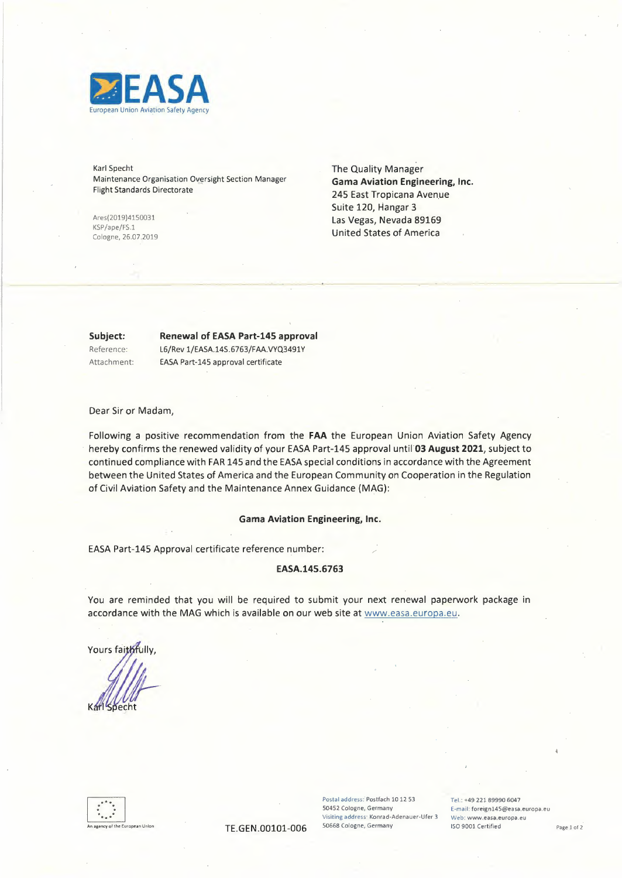EASA

European Union Aviation Safety Agency

Karl Specht
Maintenance Organisation Oversight Section Manager
Flight Standards Directorate

Ares(2019)4150031
KSP/ape/FS.1
Cologne, 26.07.2019

The Quality Manager
**Gama Aviation Engineering, Inc.**
245 East Tropicana Avenue
Suite 120, Hangar 3
Las Vegas, Nevada 89169
United States of America

**Subject:** **Renewal of EASA Part-145 approval**
Reference: L6/Rev 1/EASA.145.6763/FAA.VYQ3491Y
Attachment: EASA Part-145 approval certificate

Dear Sir or Madam,

Following a positive recommendation from the **FAA** the European Union Aviation Safety Agency hereby confirms the renewed validity of your EASA Part-145 approval until **03 August 2021**, subject to continued compliance with FAR 145 and the EASA special conditions in accordance with the Agreement between the United States of America and the European Community on Cooperation in the Regulation of Civil Aviation Safety and the Maintenance Annex Guidance (MAG):

**Gama Aviation Engineering, Inc.**

EASA Part-145 Approval certificate reference number:

**EASA.145.6763**

You are reminded that you will be required to submit your next renewal paperwork package in accordance with the MAG which is available on our web site at www.easa.europa.eu.

Yours faithfully,

Karl Specht

An agency of the European Union

TE.GEN.00101-006

Postal address: Postfach 10 12 53
50452 Cologne, Germany
Visiting address: Konrad-Adenauer-Ufer 3
50668 Cologne, Germany

Tel.: +49 221 89990 6047
E-mail: foreign145@easa.europa.eu
Web: www.easa.europa.eu
ISO 9001 Certified